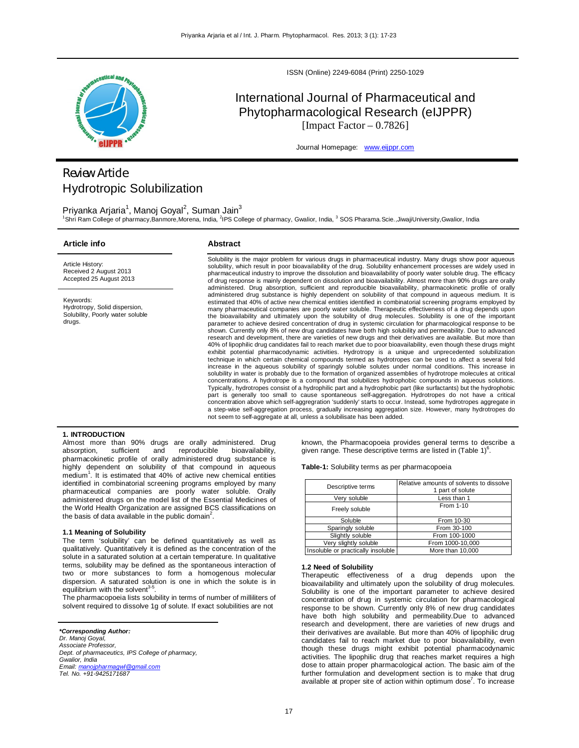ISSN (Online) 2249-6084 (Print) 2250-1029

# International Journal of Pharmaceutical and Phytopharmacological Research (eIJPPR)

[Impact Factor – 0.7826]

Journal Homepage: www.eijppr.com

Review Article

# Hydrotropic Solubilization

Priyanka Arjaria[1], Manoj Goyal[2], Suman Jain[3]

[1]Shri Ram College of pharmacy,Banmore,Morena, India, [2]IPS College of pharmacy, Gwalior, India, [3] SOS Pharama.Scie.,JiwajiUniversity,Gwalior, India

## Article info

Article History:
Received 2 August 2013
Accepted 25 August 2013

Keywords:
Hydrotropy, Solid dispersion, Solubility, Poorly water soluble drugs.

## Abstract

Solubility is the major problem for various drugs in pharmaceutical industry. Many drugs show poor aqueous solubility, which result in poor bioavailability of the drug. Solubility enhancement processes are widely used in pharmaceutical industry to improve the dissolution and bioavailability of poorly water soluble drug. The efficacy of drug response is mainly dependent on dissolution and bioavailability. Almost more than 90% drugs are orally administered. Drug absorption, sufficient and reproducible bioavailability, pharmacokinetic profile of orally administered drug substance is highly dependent on solubility of that compound in aqueous medium. It is estimated that 40% of active new chemical entities identified in combinatorial screening programs employed by many pharmaceutical companies are poorly water soluble. Therapeutic effectiveness of a drug depends upon the bioavailability and ultimately upon the solubility of drug molecules. Solubility is one of the important parameter to achieve desired concentration of drug in systemic circulation for pharmacological response to be shown. Currently only 8% of new drug candidates have both high solubility and permeability. Due to advanced research and development, there are varieties of new drugs and their derivatives are available. But more than 40% of lipophilic drug candidates fail to reach market due to poor bioavailability, even though these drugs might exhibit potential pharmacodynamic activities. Hydrotropy is a unique and unprecedented solubilization technique in which certain chemical compounds termed as hydrotropes can be used to affect a several fold increase in the aqueous solubility of sparingly soluble solutes under normal conditions. This increase in solubility in water is probably due to the formation of organized assemblies of hydrotrope molecules at critical concentrations. A hydrotrope is a compound that solubilizes hydrophobic compounds in aqueous solutions. Typically, hydrotropes consist of a hydrophilic part and a hydrophobic part (like surfactants) but the hydrophobic part is generally too small to cause spontaneous self-aggregation. Hydrotropes do not have a critical concentration above which self-aggregration 'suddenly' starts to occur. Instead, some hydrotropes aggregate in a step-wise self-aggregation process, gradually increasing aggregation size. However, many hydrotropes do not seem to self-aggregate at all, unless a solubilisate has been added.

## 1. INTRODUCTION

Almost more than 90% drugs are orally administered. Drug absorption, sufficient and reproducible bioavailability, pharmacokinetic profile of orally administered drug substance is highly dependent on solubility of that compound in aqueous medium[1]. It is estimated that 40% of active new chemical entities identified in combinatorial screening programs employed by many pharmaceutical companies are poorly water soluble. Orally administered drugs on the model list of the Essential Medicines of the World Health Organization are assigned BCS classifications on the basis of data available in the public domain[2].

### 1.1 Meaning of Solubility

The term 'solubility' can be defined quantitatively as well as qualitatively. Quantitatively it is defined as the concentration of the solute in a saturated solution at a certain temperature. In qualitative terms, solubility may be defined as the spontaneous interaction of two or more substances to form a homogenous molecular dispersion. A saturated solution is one in which the solute is in equilibrium with the solvent[3-5].

The pharmacopoeia lists solubility in terms of number of milliliters of solvent required to dissolve 1g of solute. If exact solubilities are not known, the Pharmacopoeia provides general terms to describe a given range. These descriptive terms are listed in (Table 1)[6].

**Table-1:** Solubility terms as per pharmacopoeia

| Descriptive terms | Relative amounts of solvents to dissolve 1 part of solute |
|---|---|
| Very soluble | Less than 1 |
| Freely soluble | From 1-10 |
| Soluble | From 10-30 |
| Sparingly soluble | From 30-100 |
| Slightly soluble | From 100-1000 |
| Very slightly soluble | From 1000-10,000 |
| Insoluble or practically insoluble | More than 10,000 |

### 1.2 Need of Solubility

Therapeutic effectiveness of a drug depends upon the bioavailability and ultimately upon the solubility of drug molecules. Solubility is one of the important parameter to achieve desired concentration of drug in systemic circulation for pharmacological response to be shown. Currently only 8% of new drug candidates have both high solubility and permeability.Due to advanced research and development, there are varieties of new drugs and their derivatives are available. But more than 40% of lipophilic drug candidates fail to reach market due to poor bioavailability, even though these drugs might exhibit potential pharmacodynamic activities. The lipophilic drug that reaches market requires a high dose to attain proper pharmacological action. The basic aim of the further formulation and development section is to make that drug available at proper site of action within optimum dose[7]. To increase

*\*Corresponding Author:*
*Dr. Manoj Goyal,*
*Associate Professor,*
*Dept. of pharmaceutics, IPS College of pharmacy,*
*Gwalior, India*
*Email: manojpharmagwl@gmail.com*
*Tel. No. +91-9425171687*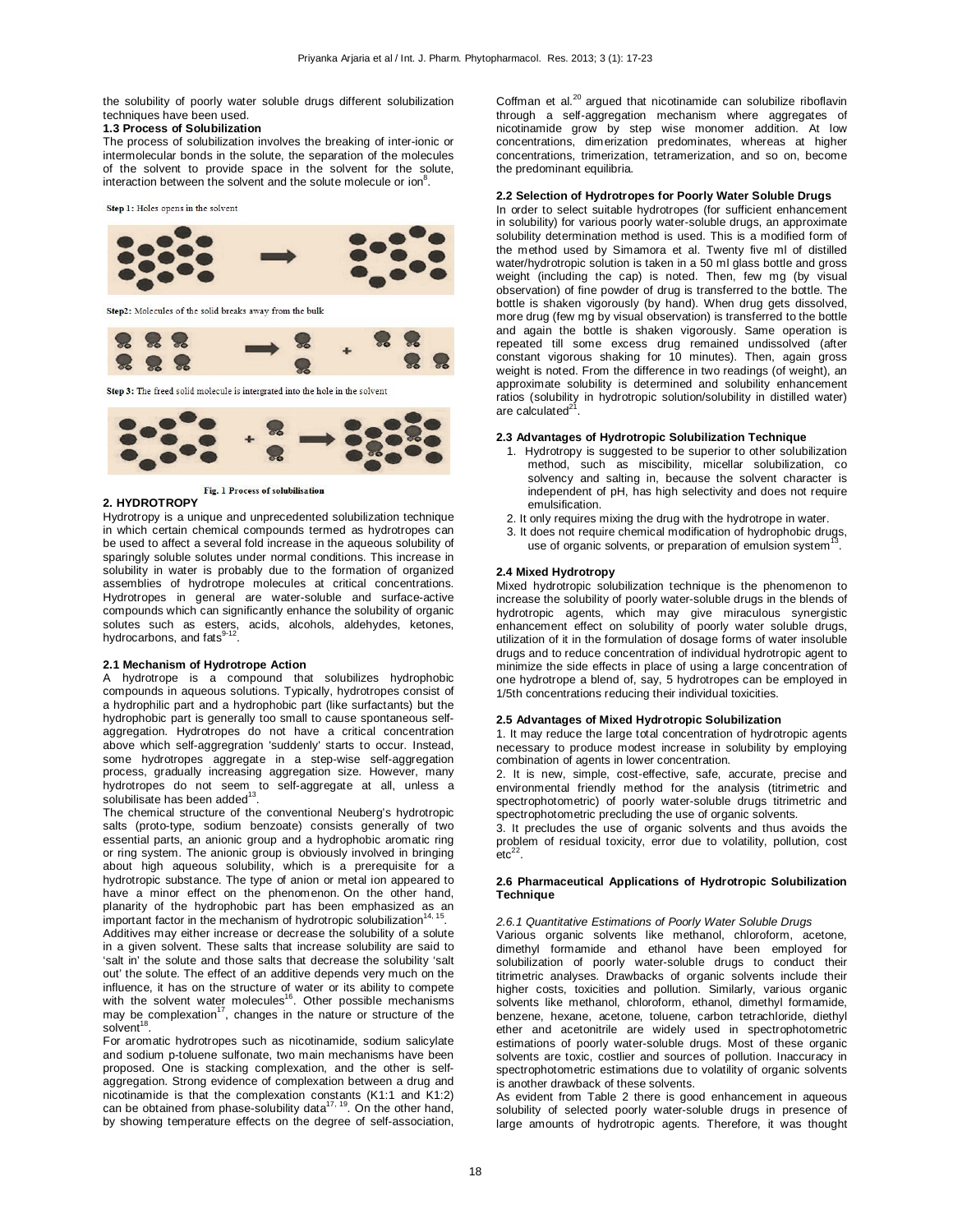the solubility of poorly water soluble drugs different solubilization techniques have been used.

**1.3 Process of Solubilization**

The process of solubilization involves the breaking of inter-ionic or intermolecular bonds in the solute, the separation of the molecules of the solvent to provide space in the solvent for the solute, interaction between the solvent and the solute molecule or ion[8].

Step 1: Holes opens in the solvent

Step2: Molecules of the solid breaks away from the bulk

Step 3: The freed solid molecule is intergrated into the hole in the solvent

Fig. 1 Process of solubilisation

## 2. HYDROTROPY

Hydrotropy is a unique and unprecedented solubilization technique in which certain chemical compounds termed as hydrotropes can be used to affect a several fold increase in the aqueous solubility of sparingly soluble solutes under normal conditions. This increase in solubility in water is probably due to the formation of organized assemblies of hydrotrope molecules at critical concentrations. Hydrotropes in general are water-soluble and surface-active compounds which can significantly enhance the solubility of organic solutes such as esters, acids, alcohols, aldehydes, ketones, hydrocarbons, and fats[9-12].

### 2.1 Mechanism of Hydrotrope Action

A hydrotrope is a compound that solubilizes hydrophobic compounds in aqueous solutions. Typically, hydrotropes consist of a hydrophilic part and a hydrophobic part (like surfactants) but the hydrophobic part is generally too small to cause spontaneous self-aggregation. Hydrotropes do not have a critical concentration above which self-aggregration 'suddenly' starts to occur. Instead, some hydrotropes aggregate in a step-wise self-aggregation process, gradually increasing aggregation size. However, many hydrotropes do not seem to self-aggregate at all, unless a solubilisate has been added[13].

The chemical structure of the conventional Neuberg's hydrotropic salts (proto-type, sodium benzoate) consists generally of two essential parts, an anionic group and a hydrophobic aromatic ring or ring system. The anionic group is obviously involved in bringing about high aqueous solubility, which is a prerequisite for a hydrotropic substance. The type of anion or metal ion appeared to have a minor effect on the phenomenon. On the other hand, planarity of the hydrophobic part has been emphasized as an important factor in the mechanism of hydrotropic solubilization[14, 15].

Additives may either increase or decrease the solubility of a solute in a given solvent. These salts that increase solubility are said to 'salt in' the solute and those salts that decrease the solubility 'salt out' the solute. The effect of an additive depends very much on the influence, it has on the structure of water or its ability to compete with the solvent water molecules[16]. Other possible mechanisms may be complexation[17], changes in the nature or structure of the solvent[18].

For aromatic hydrotropes such as nicotinamide, sodium salicylate and sodium p-toluene sulfonate, two main mechanisms have been proposed. One is stacking complexation, and the other is self-aggregation. Strong evidence of complexation between a drug and nicotinamide is that the complexation constants (K1:1 and K1:2) can be obtained from phase-solubility data[17, 19]. On the other hand, by showing temperature effects on the degree of self-association, Coffman et al.[20] argued that nicotinamide can solubilize riboflavin through a self-aggregation mechanism where aggregates of nicotinamide grow by step wise monomer addition. At low concentrations, dimerization predominates, whereas at higher concentrations, trimerization, tetramerization, and so on, become the predominant equilibria.

### 2.2 Selection of Hydrotropes for Poorly Water Soluble Drugs

In order to select suitable hydrotropes (for sufficient enhancement in solubility) for various poorly water-soluble drugs, an approximate solubility determination method is used. This is a modified form of the method used by Simamora et al. Twenty five ml of distilled water/hydrotropic solution is taken in a 50 ml glass bottle and gross weight (including the cap) is noted. Then, few mg (by visual observation) of fine powder of drug is transferred to the bottle. The bottle is shaken vigorously (by hand). When drug gets dissolved, more drug (few mg by visual observation) is transferred to the bottle and again the bottle is shaken vigorously. Same operation is repeated till some excess drug remained undissolved (after constant vigorous shaking for 10 minutes). Then, again gross weight is noted. From the difference in two readings (of weight), an approximate solubility is determined and solubility enhancement ratios (solubility in hydrotropic solution/solubility in distilled water) are calculated[21].

### 2.3 Advantages of Hydrotropic Solubilization Technique

1. Hydrotropy is suggested to be superior to other solubilization method, such as miscibility, micellar solubilization, co solvency and salting in, because the solvent character is independent of pH, has high selectivity and does not require emulsification.
2. It only requires mixing the drug with the hydrotrope in water.
3. It does not require chemical modification of hydrophobic drugs, use of organic solvents, or preparation of emulsion system[13].

### 2.4 Mixed Hydrotropy

Mixed hydrotropic solubilization technique is the phenomenon to increase the solubility of poorly water-soluble drugs in the blends of hydrotropic agents, which may give miraculous synergistic enhancement effect on solubility of poorly water soluble drugs, utilization of it in the formulation of dosage forms of water insoluble drugs and to reduce concentration of individual hydrotropic agent to minimize the side effects in place of using a large concentration of one hydrotrope a blend of, say, 5 hydrotropes can be employed in 1/5th concentrations reducing their individual toxicities.

### 2.5 Advantages of Mixed Hydrotropic Solubilization

1. It may reduce the large total concentration of hydrotropic agents necessary to produce modest increase in solubility by employing combination of agents in lower concentration.
2. It is new, simple, cost-effective, safe, accurate, precise and environmental friendly method for the analysis (titrimetric and spectrophotometric) of poorly water-soluble drugs titrimetric and spectrophotometric precluding the use of organic solvents.
3. It precludes the use of organic solvents and thus avoids the problem of residual toxicity, error due to volatility, pollution, cost etc[22].

### 2.6 Pharmaceutical Applications of Hydrotropic Solubilization Technique

*2.6.1 Quantitative Estimations of Poorly Water Soluble Drugs*

Various organic solvents like methanol, chloroform, acetone, dimethyl formamide and ethanol have been employed for solubilization of poorly water-soluble drugs to conduct their titrimetric analyses. Drawbacks of organic solvents include their higher costs, toxicities and pollution. Similarly, various organic solvents like methanol, chloroform, ethanol, dimethyl formamide, benzene, hexane, acetone, toluene, carbon tetrachloride, diethyl ether and acetonitrile are widely used in spectrophotometric estimations of poorly water-soluble drugs. Most of these organic solvents are toxic, costlier and sources of pollution. Inaccuracy in spectrophotometric estimations due to volatility of organic solvents is another drawback of these solvents.

As evident from Table 2 there is good enhancement in aqueous solubility of selected poorly water-soluble drugs in presence of large amounts of hydrotropic agents. Therefore, it was thought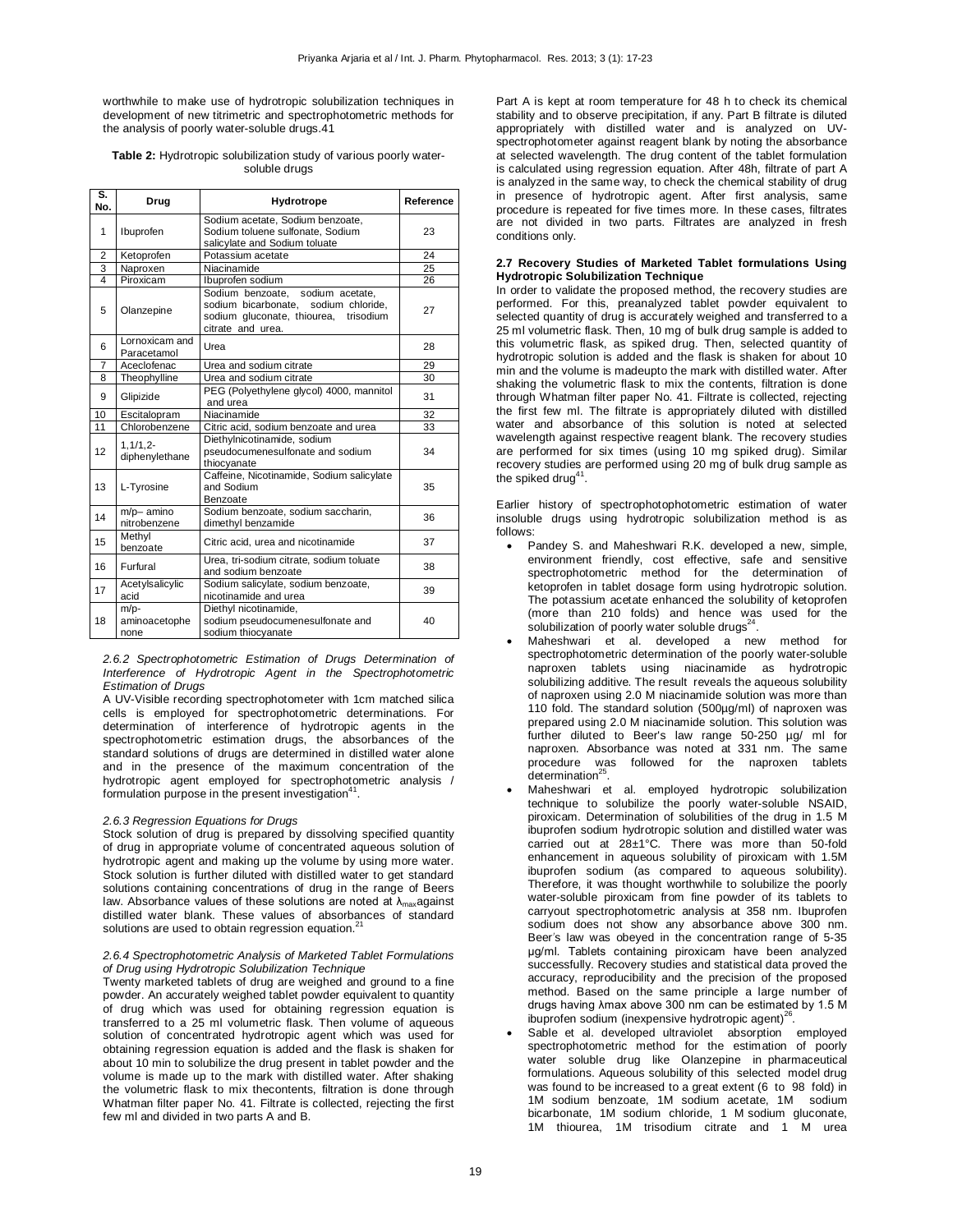worthwhile to make use of hydrotropic solubilization techniques in development of new titrimetric and spectrophotometric methods for the analysis of poorly water-soluble drugs.41

**Table 2:** Hydrotropic solubilization study of various poorly water-soluble drugs

| S. No. | Drug | Hydrotrope | Reference |
|---|---|---|---|
| 1 | Ibuprofen | Sodium acetate, Sodium benzoate, Sodium toluene sulfonate, Sodium salicylate and Sodium toluate | 23 |
| 2 | Ketoprofen | Potassium acetate | 24 |
| 3 | Naproxen | Niacinamide | 25 |
| 4 | Piroxicam | Ibuprofen sodium | 26 |
| 5 | Olanzepine | Sodium benzoate, sodium acetate, sodium bicarbonate, sodium chloride, sodium gluconate, thiourea, trisodium citrate and urea. | 27 |
| 6 | Lornoxicam and Paracetamol | Urea | 28 |
| 7 | Aceclofenac | Urea and sodium citrate | 29 |
| 8 | Theophylline | Urea and sodium citrate | 30 |
| 9 | Glipizide | PEG (Polyethylene glycol) 4000, mannitol and urea | 31 |
| 10 | Escitalopram | Niacinamide | 32 |
| 11 | Chlorobenzene | Citric acid, sodium benzoate and urea | 33 |
| 12 | 1,1/1,2-diphenylethane | Diethylnicotinamide, sodium pseudocumenesulfonate and sodium thiocyanate | 34 |
| 13 | L-Tyrosine | Caffeine, Nicotinamide, Sodium salicylate and Sodium Benzoate | 35 |
| 14 | m/p– amino nitrobenzene | Sodium benzoate, sodium saccharin, dimethyl benzamide | 36 |
| 15 | Methyl benzoate | Citric acid, urea and nicotinamide | 37 |
| 16 | Furfural | Urea, tri-sodium citrate, sodium toluate and sodium benzoate | 38 |
| 17 | Acetylsalicylic acid | Sodium salicylate, sodium benzoate, nicotinamide and urea | 39 |
| 18 | m/p-aminoacetophenone | Diethyl nicotinamide, sodium pseudocumenesulfonate and sodium thiocyanate | 40 |

*2.6.2 Spectrophotometric Estimation of Drugs Determination of Interference of Hydrotropic Agent in the Spectrophotometric Estimation of Drugs*

A UV-Visible recording spectrophotometer with 1cm matched silica cells is employed for spectrophotometric determinations. For determination of interference of hydrotropic agents in the spectrophotometric estimation drugs, the absorbances of the standard solutions of drugs are determined in distilled water alone and in the presence of the maximum concentration of the hydrotropic agent employed for spectrophotometric analysis / formulation purpose in the present investigation[41].

*2.6.3 Regression Equations for Drugs*

Stock solution of drug is prepared by dissolving specified quantity of drug in appropriate volume of concentrated aqueous solution of hydrotropic agent and making up the volume by using more water. Stock solution is further diluted with distilled water to get standard solutions containing concentrations of drug in the range of Beers law. Absorbance values of these solutions are noted at $\lambda_{max}$ against distilled water blank. These values of absorbances of standard solutions are used to obtain regression equation.[21]

*2.6.4 Spectrophotometric Analysis of Marketed Tablet Formulations of Drug using Hydrotropic Solubilization Technique*

Twenty marketed tablets of drug are weighed and ground to a fine powder. An accurately weighed tablet powder equivalent to quantity of drug which was used for obtaining regression equation is transferred to a 25 ml volumetric flask. Then volume of aqueous solution of concentrated hydrotropic agent which was used for obtaining regression equation is added and the flask is shaken for about 10 min to solubilize the drug present in tablet powder and the volume is made up to the mark with distilled water. After shaking the volumetric flask to mix thecontents, filtration is done through Whatman filter paper No. 41. Filtrate is collected, rejecting the first few ml and divided in two parts A and B.

Part A is kept at room temperature for 48 h to check its chemical stability and to observe precipitation, if any. Part B filtrate is diluted appropriately with distilled water and is analyzed on UV-spectrophotometer against reagent blank by noting the absorbance at selected wavelength. The drug content of the tablet formulation is calculated using regression equation. After 48h, filtrate of part A is analyzed in the same way, to check the chemical stability of drug in presence of hydrotropic agent. After first analysis, same procedure is repeated for five times more. In these cases, filtrates are not divided in two parts. Filtrates are analyzed in fresh conditions only.

**2.7 Recovery Studies of Marketed Tablet formulations Using Hydrotropic Solubilization Technique**

In order to validate the proposed method, the recovery studies are performed. For this, preanalyzed tablet powder equivalent to selected quantity of drug is accurately weighed and transferred to a 25 ml volumetric flask. Then, 10 mg of bulk drug sample is added to this volumetric flask, as spiked drug. Then, selected quantity of hydrotropic solution is added and the flask is shaken for about 10 min and the volume is madeupto the mark with distilled water. After shaking the volumetric flask to mix the contents, filtration is done through Whatman filter paper No. 41. Filtrate is collected, rejecting the first few ml. The filtrate is appropriately diluted with distilled water and absorbance of this solution is noted at selected wavelength against respective reagent blank. The recovery studies are performed for six times (using 10 mg spiked drug). Similar recovery studies are performed using 20 mg of bulk drug sample as the spiked drug[41].

Earlier history of spectrophotophotometric estimation of water insoluble drugs using hydrotropic solubilization method is as follows:

- Pandey S. and Maheshwari R.K. developed a new, simple, environment friendly, cost effective, safe and sensitive spectrophotometric method for the determination of ketoprofen in tablet dosage form using hydrotropic solution. The potassium acetate enhanced the solubility of ketoprofen (more than 210 folds) and hence was used for the solubilization of poorly water soluble drugs[24].
- Maheshwari et al. developed a new method for spectrophotometric determination of the poorly water-soluble naproxen tablets using niacinamide as hydrotropic solubilizing additive. The result reveals the aqueous solubility of naproxen using 2.0 M niacinamide solution was more than 110 fold. The standard solution (500μg/ml) of naproxen was prepared using 2.0 M niacinamide solution. This solution was further diluted to Beer's law range 50-250 µg/ ml for naproxen. Absorbance was noted at 331 nm. The same procedure was followed for the naproxen tablets determination[25].
- Maheshwari et al. employed hydrotropic solubilization technique to solubilize the poorly water-soluble NSAID, piroxicam. Determination of solubilities of the drug in 1.5 M ibuprofen sodium hydrotropic solution and distilled water was carried out at 28±1°C. There was more than 50-fold enhancement in aqueous solubility of piroxicam with 1.5M ibuprofen sodium (as compared to aqueous solubility). Therefore, it was thought worthwhile to solubilize the poorly water-soluble piroxicam from fine powder of its tablets to carryout spectrophotometric analysis at 358 nm. Ibuprofen sodium does not show any absorbance above 300 nm. Beer's law was obeyed in the concentration range of 5-35 μg/ml. Tablets containing piroxicam have been analyzed successfully. Recovery studies and statistical data proved the accuracy, reproducibility and the precision of the proposed method. Based on the same principle a large number of drugs having λmax above 300 nm can be estimated by 1.5 M ibuprofen sodium (inexpensive hydrotropic agent)[26].
- Sable et al. developed ultraviolet absorption employed spectrophotometric method for the estimation of poorly water soluble drug like Olanzepine in pharmaceutical formulations. Aqueous solubility of this selected model drug was found to be increased to a great extent (6 to 98 fold) in 1M sodium benzoate, 1M sodium acetate, 1M sodium bicarbonate, 1M sodium chloride, 1 M sodium gluconate, 1M thiourea, 1M trisodium citrate and 1 M urea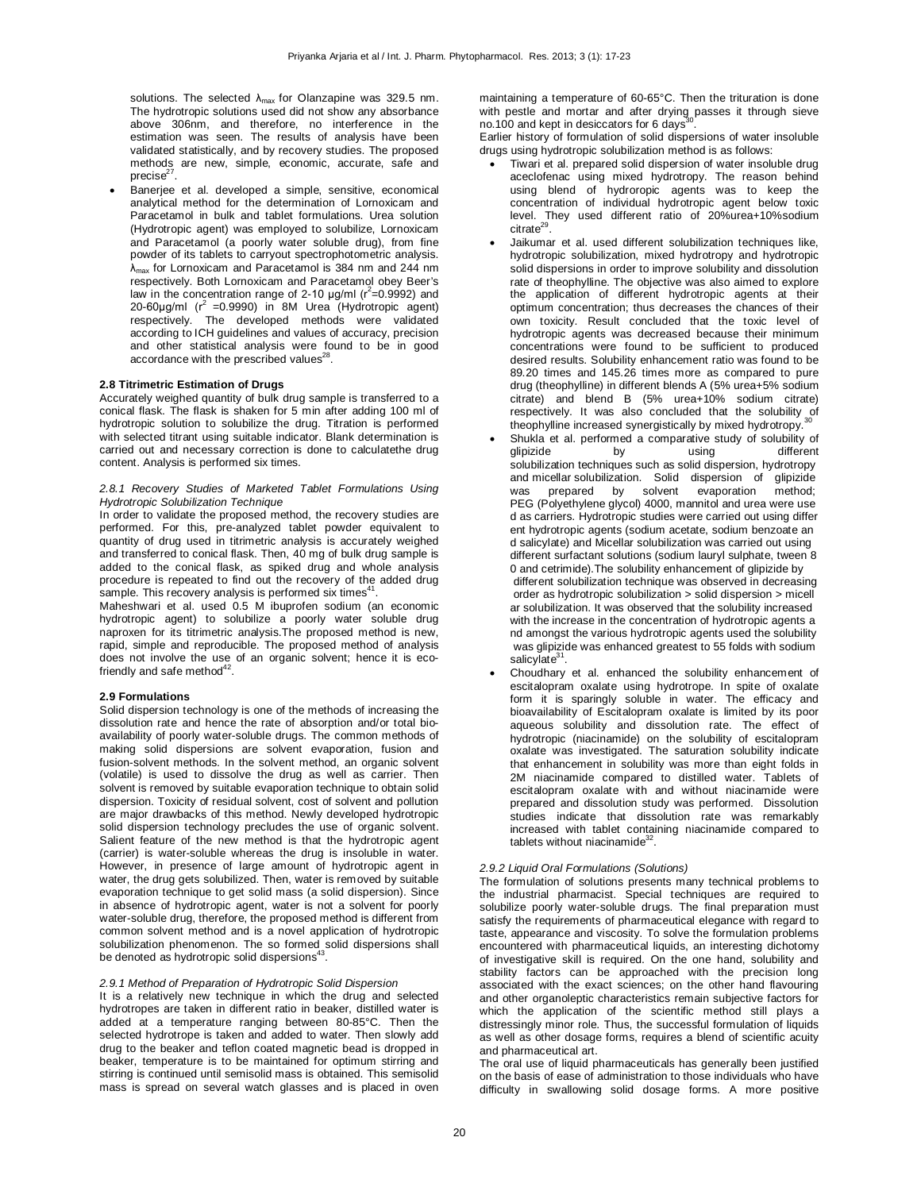solutions. The selected $\lambda_{max}$ for Olanzapine was 329.5 nm. The hydrotropic solutions used did not show any absorbance above 306nm, and therefore, no interference in the estimation was seen. The results of analysis have been validated statistically, and by recovery studies. The proposed methods are new, simple, economic, accurate, safe and precise[27].

- Banerjee et al. developed a simple, sensitive, economical analytical method for the determination of Lornoxicam and Paracetamol in bulk and tablet formulations. Urea solution (Hydrotropic agent) was employed to solubilize, Lornoxicam and Paracetamol (a poorly water soluble drug), from fine powder of its tablets to carryout spectrophotometric analysis. $\lambda_{max}$ for Lornoxicam and Paracetamol is 384 nm and 244 nm respectively. Both Lornoxicam and Paracetamol obey Beer's law in the concentration range of 2-10 µg/ml ($r^2$=0.9992) and 20-60µg/ml ($r^2$ =0.9990) in 8M Urea (Hydrotropic agent) respectively. The developed methods were validated according to ICH guidelines and values of accuracy, precision and other statistical analysis were found to be in good accordance with the prescribed values[28].

### 2.8 Titrimetric Estimation of Drugs

Accurately weighed quantity of bulk drug sample is transferred to a conical flask. The flask is shaken for 5 min after adding 100 ml of hydrotropic solution to solubilize the drug. Titration is performed with selected titrant using suitable indicator. Blank determination is carried out and necessary correction is done to calculatethe drug content. Analysis is performed six times.

#### *2.8.1 Recovery Studies of Marketed Tablet Formulations Using Hydrotropic Solubilization Technique*

In order to validate the proposed method, the recovery studies are performed. For this, pre-analyzed tablet powder equivalent to quantity of drug used in titrimetric analysis is accurately weighed and transferred to conical flask. Then, 40 mg of bulk drug sample is added to the conical flask, as spiked drug and whole analysis procedure is repeated to find out the recovery of the added drug sample. This recovery analysis is performed six times[41].

Maheshwari et al. used 0.5 M ibuprofen sodium (an economic hydrotropic agent) to solubilize a poorly water soluble drug naproxen for its titrimetric analysis.The proposed method is new, rapid, simple and reproducible. The proposed method of analysis does not involve the use of an organic solvent; hence it is eco-friendly and safe method[42].

### 2.9 Formulations

Solid dispersion technology is one of the methods of increasing the dissolution rate and hence the rate of absorption and/or total bio-availability of poorly water-soluble drugs. The common methods of making solid dispersions are solvent evaporation, fusion and fusion-solvent methods. In the solvent method, an organic solvent (volatile) is used to dissolve the drug as well as carrier. Then solvent is removed by suitable evaporation technique to obtain solid dispersion. Toxicity of residual solvent, cost of solvent and pollution are major drawbacks of this method. Newly developed hydrotropic solid dispersion technology precludes the use of organic solvent. Salient feature of the new method is that the hydrotropic agent (carrier) is water-soluble whereas the drug is insoluble in water. However, in presence of large amount of hydrotropic agent in water, the drug gets solubilized. Then, water is removed by suitable evaporation technique to get solid mass (a solid dispersion). Since in absence of hydrotropic agent, water is not a solvent for poorly water-soluble drug, therefore, the proposed method is different from common solvent method and is a novel application of hydrotropic solubilization phenomenon. The so formed solid dispersions shall be denoted as hydrotropic solid dispersions[43].

#### *2.9.1 Method of Preparation of Hydrotropic Solid Dispersion*

It is a relatively new technique in which the drug and selected hydrotropes are taken in different ratio in beaker, distilled water is added at a temperature ranging between 80-85°C. Then the selected hydrotrope is taken and added to water. Then slowly add drug to the beaker and teflon coated magnetic bead is dropped in beaker, temperature is to be maintained for optimum stirring and stirring is continued until semisolid mass is obtained. This semisolid mass is spread on several watch glasses and is placed in oven maintaining a temperature of 60-65°C. Then the trituration is done with pestle and mortar and after drying passes it through sieve no.100 and kept in desiccators for 6 days[30].

Earlier history of formulation of solid dispersions of water insoluble drugs using hydrotropic solubilization method is as follows:

- Tiwari et al. prepared solid dispersion of water insoluble drug aceclofenac using mixed hydrotropy. The reason behind using blend of hydroropic agents was to keep the concentration of individual hydrotropic agent below toxic level. They used different ratio of 20%urea+10%sodium citrate[29].
- Jaikumar et al. used different solubilization techniques like, hydrotropic solubilization, mixed hydrotropy and hydrotropic solid dispersions in order to improve solubility and dissolution rate of theophylline. The objective was also aimed to explore the application of different hydrotropic agents at their optimum concentration; thus decreases the chances of their own toxicity. Result concluded that the toxic level of hydrotropic agents was decreased because their minimum concentrations were found to be sufficient to produced desired results. Solubility enhancement ratio was found to be 89.20 times and 145.26 times more as compared to pure drug (theophylline) in different blends A (5% urea+5% sodium citrate) and blend B (5% urea+10% sodium citrate) respectively. It was also concluded that the solubility of theophylline increased synergistically by mixed hydrotropy.[30]
- Shukla et al. performed a comparative study of solubility of glipizide by using different solubilization techniques such as solid dispersion, hydrotropy and micellar solubilization. Solid dispersion of glipizide was prepared by solvent evaporation method; PEG (Polyethylene glycol) 4000, mannitol and urea were use d as carriers. Hydrotropic studies were carried out using differ ent hydrotropic agents (sodium acetate, sodium benzoate an d salicylate) and Micellar solubilization was carried out using different surfactant solutions (sodium lauryl sulphate, tween 8 0 and cetrimide).The solubility enhancement of glipizide by different solubilization technique was observed in decreasing order as hydrotropic solubilization > solid dispersion > micell ar solubilization. It was observed that the solubility increased with the increase in the concentration of hydrotropic agents a nd amongst the various hydrotropic agents used the solubility was glipizide was enhanced greatest to 55 folds with sodium salicylate[31].
- Choudhary et al. enhanced the solubility enhancement of escitalopram oxalate using hydrotrope. In spite of oxalate form it is sparingly soluble in water. The efficacy and bioavailability of Escitalopram oxalate is limited by its poor aqueous solubility and dissolution rate. The effect of hydrotropic (niacinamide) on the solubility of escitalopram oxalate was investigated. The saturation solubility indicate that enhancement in solubility was more than eight folds in 2M niacinamide compared to distilled water. Tablets of escitalopram oxalate with and without niacinamide were prepared and dissolution study was performed. Dissolution studies indicate that dissolution rate was remarkably increased with tablet containing niacinamide compared to tablets without niacinamide[32].

#### *2.9.2 Liquid Oral Formulations (Solutions)*

The formulation of solutions presents many technical problems to the industrial pharmacist. Special techniques are required to solubilize poorly water-soluble drugs. The final preparation must satisfy the requirements of pharmaceutical elegance with regard to taste, appearance and viscosity. To solve the formulation problems encountered with pharmaceutical liquids, an interesting dichotomy of investigative skill is required. On the one hand, solubility and stability factors can be approached with the precision long associated with the exact sciences; on the other hand flavouring and other organoleptic characteristics remain subjective factors for which the application of the scientific method still plays a distressingly minor role. Thus, the successful formulation of liquids as well as other dosage forms, requires a blend of scientific acuity and pharmaceutical art.

The oral use of liquid pharmaceuticals has generally been justified on the basis of ease of administration to those individuals who have difficulty in swallowing solid dosage forms. A more positive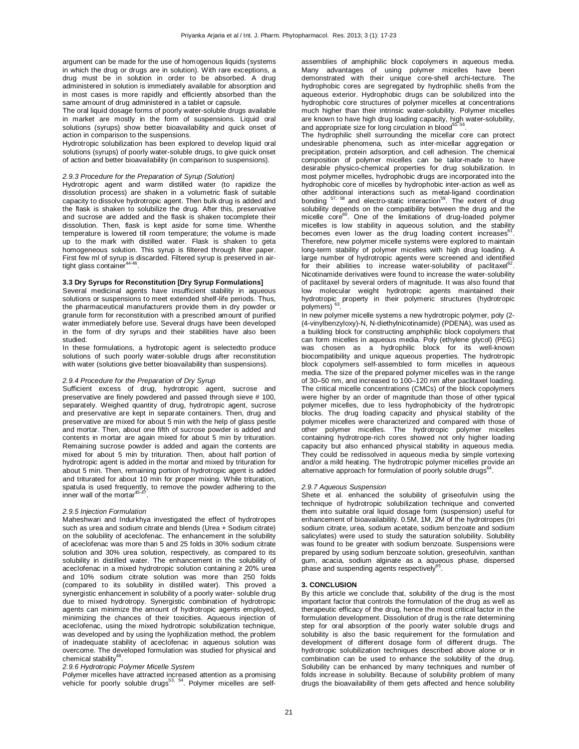argument can be made for the use of homogenous liquids (systems in which the drug or drugs are in solution). With rare exceptions, a drug must be in solution in order to be absorbed. A drug administered in solution is immediately available for absorption and in most cases is more rapidly and efficiently absorbed than the same amount of drug administered in a tablet or capsule.

The oral liquid dosage forms of poorly water-soluble drugs available in market are mostly in the form of suspensions. Liquid oral solutions (syrups) show better bioavailability and quick onset of action in comparison to the suspensions.

Hydrotropic solubilization has been explored to develop liquid oral solutions (syrups) of poorly water-soluble drugs, to give quick onset of action and better bioavailability (in comparison to suspensions).

*2.9.3 Procedure for the Preparation of Syrup (Solution)*

Hydrotropic agent and warm distilled water (to rapidize the dissolution process) are shaken in a volumetric flask of suitable capacity to dissolve hydrotropic agent. Then bulk drug is added and the flask is shaken to solubilize the drug. After this, preservative and sucrose are added and the flask is shaken tocomplete their dissolution. Then, flask is kept aside for some time. Whenthe temperature is lowered till room temperature; the volume is made up to the mark with distilled water. Flask is shaken to geta homogeneous solution. This syrup is filtered through filter paper. First few ml of syrup is discarded. Filtered syrup is preserved in air-tight glass container[44-46].

### 3.3 Dry Syrups for Reconstitution [Dry Syrup Formulations]

Several medicinal agents have insufficient stability in aqueous solutions or suspensions to meet extended shelf-life periods. Thus, the pharmaceutical manufacturers provide them in dry powder or granule form for reconstitution with a prescribed amount of purified water immediately before use. Several drugs have been developed in the form of dry syrups and their stabilities have also been studied.

In these formulations, a hydrotopic agent is selectedto produce solutions of such poorly water-soluble drugs after reconstitution with water (solutions give better bioavailability than suspensions).

*2.9.4 Procedure for the Preparation of Dry Syrup*

Sufficient excess of drug, hydrotropic agent, sucrose and preservative are finely powdered and passed through sieve # 100, separately. Weighed quantity of drug, hydrotropic agent, sucrose and preservative are kept in separate containers. Then, drug and preservative are mixed for about 5 min with the help of glass pestle and mortar. Then, about one fifth of sucrose powder is added and contents in mortar are again mixed for about 5 min by trituration. Remaining sucrose powder is added and again the contents are mixed for about 5 min by trituration. Then, about half portion of hydrotropic agent is added in the mortar and mixed by trituration for about 5 min. Then, remaining portion of hydrotropic agent is added and triturated for about 10 min for proper mixing. While trituration, spatula is used frequently, to remove the powder adhering to the inner wall of the mortar[45-47].

*2.9.5 Injection Formulation*

Maheshwari and Indurkhya investigated the effect of hydrotropes such as urea and sodium citrate and blends (Urea + Sodium citrate) on the solubility of aceclofenac. The enhancement in the solubility of aceclofenac was more than 5 and 25 folds in 30% sodium citrate solution and 30% urea solution, respectively, as compared to its solubility in distilled water. The enhancement in the solubility of aceclofenac in a mixed hydrotropic solution containing ≥ 20% urea and 10% sodium citrate solution was more than 250 folds (compared to its solubility in distilled water). This proved a synergistic enhancement in solubility of a poorly water- soluble drug due to mixed hydrotropy. Synergistic combination of hydrotropic agents can minimize the amount of hydrotropic agents employed, minimizing the chances of their toxicities. Aqueous injection of aceclofenac, using the mixed hydrotropic solubilization technique, was developed and by using the lyophilization method, the problem of inadequate stability of aceclofenac in aqueous solution was overcome. The developed formulation was studied for physical and chemical stability[48].

*2.9.6 Hydrotropic Polymer Micelle System*

Polymer micelles have attracted increased attention as a promising vehicle for poorly soluble drugs[53, 54]. Polymer micelles are self-assemblies of amphiphilic block copolymers in aqueous media. Many advantages of using polymer micelles have been demonstrated with their unique core-shell archi-tecture. The hydrophobic cores are segregated by hydrophilic shells from the aqueous exterior. Hydrophobic drugs can be solubilized into the hydrophobic core structures of polymer micelles at concentrations much higher than their intrinsic water-solubility. Polymer micelles are known to have high drug loading capacity, high water-solubility, and appropriate size for long circulation in blood[55, 56].

The hydrophilic shell surrounding the micellar core can protect undesirable phenomena, such as inter-micellar aggregation or precipitation, protein adsorption, and cell adhesion. The chemical composition of polymer micelles can be tailor-made to have desirable physico-chemical properties for drug solubilization. In most polymer micelles, hydrophobic drugs are incorporated into the hydrophobic core of micelles by hydrophobic inter-action as well as other additional interactions such as metal-ligand coordination bonding [57, 58] and electro-static interaction[59]. The extent of drug solubility depends on the compatibility between the drug and the micelle core[60]. One of the limitations of drug-loaded polymer micelles is low stability in aqueous solution, and the stability becomes even lower as the drug loading content increases[61]. Therefore, new polymer micelle systems were explored to maintain long-term stability of polymer micelles with high drug loading. A large number of hydrotropic agents were screened and identified for their abilities to increase water-solubility of paclitaxel[62]. Nicotinamide derivatives were found to increase the water-solubility of paclitaxel by several orders of magnitude. It was also found that low molecular weight hydrotropic agents maintained their hydrotropic property in their polymeric structures (hydrotropic polymers) [63].

In new polymer micelle systems a new hydrotropic polymer, poly (2-(4-vinylbenzyloxy)-N, N-diethylnicotinamide) (PDENA), was used as a building block for constructing amphiphilic block copolymers that can form micelles in aqueous media. Poly (ethylene glycol) (PEG) was chosen as a hydrophilic block for its well-known biocompatibility and unique aqueous properties. The hydrotropic block copolymers self-assembled to form micelles in aqueous media. The size of the prepared polymer micelles was in the range of 30–50 nm, and increased to 100–120 nm after paclitaxel loading. The critical micelle concentrations (CMCs) of the block copolymers were higher by an order of magnitude than those of other typical polymer micelles, due to less hydrophobicity of the hydrotropic blocks. The drug loading capacity and physical stability of the polymer micelles were characterized and compared with those of other polymer micelles. The hydrotropic polymer micelles containing hydrotrope-rich cores showed not only higher loading capacity but also enhanced physical stability in aqueous media. They could be redissolved in aqueous media by simple vortexing and/or a mild heating. The hydrotropic polymer micelles provide an alternative approach for formulation of poorly soluble drugs[64].

*2.9.7 Aqueous Suspension*

Shete et al. enhanced the solubility of griseofulvin using the technique of hydrotropic solubilization technique and converted them into suitable oral liquid dosage form (suspension) useful for enhancement of bioavailability. 0.5M, 1M, 2M of the hydrotropes (tri sodium citrate, urea, sodium acetate, sodium benzoate and sodium salicylates) were used to study the saturation solubility. Solubility was found to be greater with sodium benzoate. Suspensions were prepared by using sodium benzoate solution, greseofulvin, xanthan gum, acacia, sodium alginate as a aqueous phase, dispersed phase and suspending agents respectively[65].

## 3. CONCLUSION

By this article we conclude that, solubility of the drug is the most important factor that controls the formulation of the drug as well as therapeutic efficacy of the drug, hence the most critical factor in the formulation development. Dissolution of drug is the rate determining step for oral absorption of the poorly water soluble drugs and solubility is also the basic requirement for the formulation and development of different dosage form of different drugs. The hydrotropic solubilization techniques described above alone or in combination can be used to enhance the solubility of the drug. Solubility can be enhanced by many techniques and number of folds increase in solubility. Because of solubility problem of many drugs the bioavailability of them gets affected and hence solubility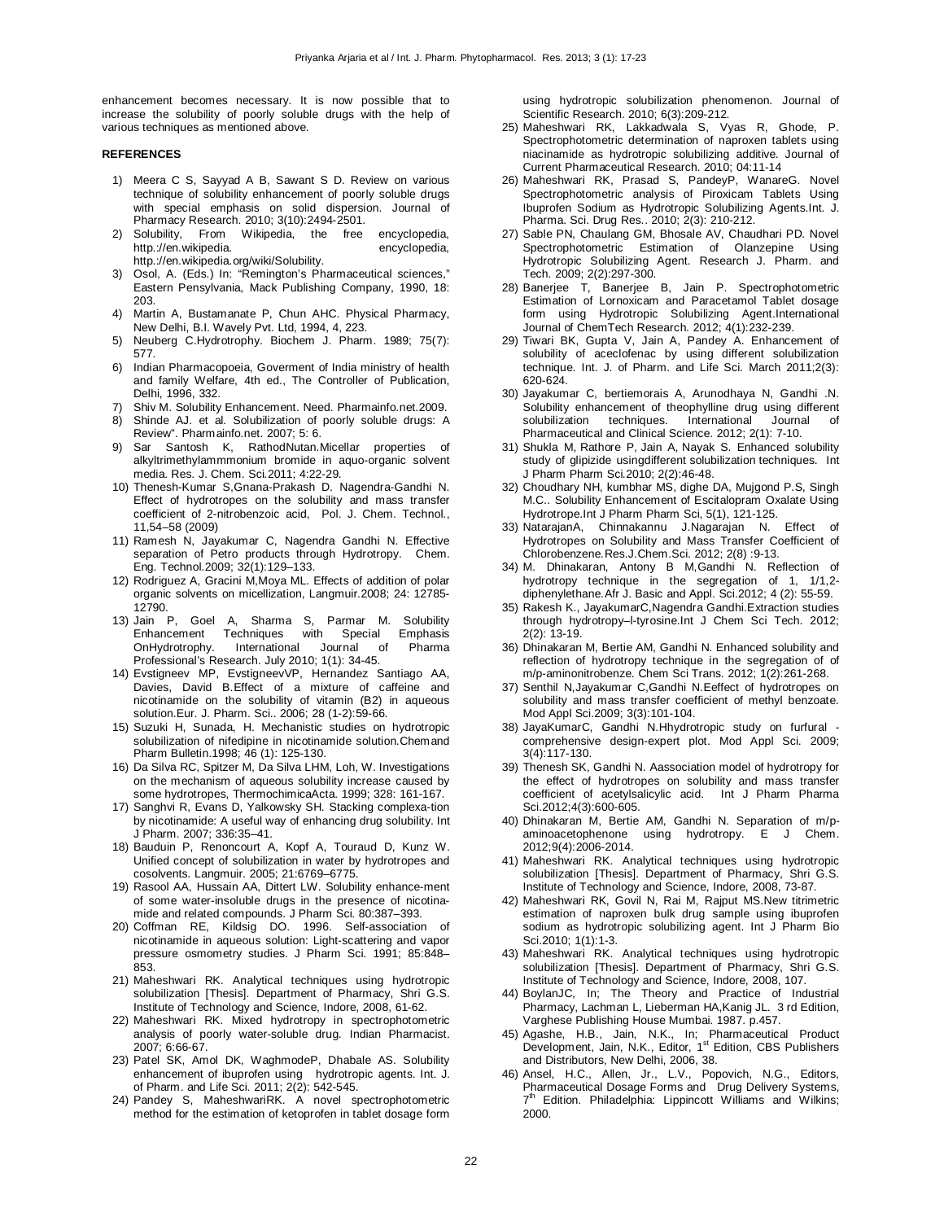enhancement becomes necessary. It is now possible that to increase the solubility of poorly soluble drugs with the help of various techniques as mentioned above.

## REFERENCES

1) Meera C S, Sayyad A B, Sawant S D. Review on various technique of solubility enhancement of poorly soluble drugs with special emphasis on solid dispersion. Journal of Pharmacy Research. 2010; 3(10):2494-2501.
2) Solubility, From Wikipedia, the free encyclopedia, http.://en.wikipedia. encyclopedia, http.://en.wikipedia.org/wiki/Solubility.
3) Osol, A. (Eds.) In: "Remington's Pharmaceutical sciences," Eastern Pensylvania, Mack Publishing Company, 1990, 18: 203.
4) Martin A, Bustamanate P, Chun AHC. Physical Pharmacy, New Delhi, B.I. Wavely Pvt. Ltd, 1994, 4, 223.
5) Neuberg C.Hydrotrophy. Biochem J. Pharm. 1989; 75(7): 577.
6) Indian Pharmacopoeia, Goverment of India ministry of health and family Welfare, 4th ed., The Controller of Publication, Delhi, 1996, 332.
7) Shiv M. Solubility Enhancement. Need. Pharmainfo.net.2009.
8) Shinde AJ. et al. Solubilization of poorly soluble drugs: A Review". Pharmainfo.net. 2007; 5: 6.
9) Sar Santosh K, RathodNutan.Micellar properties of alkyltrimethylammmonium bromide in aquo-organic solvent media. Res. J. Chem. Sci.2011; 4:22-29.
10) Thenesh-Kumar S,Gnana-Prakash D. Nagendra-Gandhi N. Effect of hydrotropes on the solubility and mass transfer coefficient of 2-nitrobenzoic acid, Pol. J. Chem. Technol., 11,54–58 (2009)
11) Ramesh N, Jayakumar C, Nagendra Gandhi N. Effective separation of Petro products through Hydrotropy. Chem. Eng. Technol.2009; 32(1):129–133.
12) Rodriguez A, Gracini M,Moya ML. Effects of addition of polar organic solvents on micellization, Langmuir.2008; 24: 12785-12790.
13) Jain P, Goel A, Sharma S, Parmar M. Solubility Enhancement Techniques with Special Emphasis OnHydrotrophy. International Journal of Pharma Professional's Research. July 2010; 1(1): 34-45.
14) Evstigneev MP, EvstigneevVP, Hernandez Santiago AA, Davies, David B.Effect of a mixture of caffeine and nicotinamide on the solubility of vitamin (B2) in aqueous solution.Eur. J. Pharm. Sci.. 2006; 28 (1-2):59-66.
15) Suzuki H, Sunada, H. Mechanistic studies on hydrotropic solubilization of nifedipine in nicotinamide solution.Chemand Pharm Bulletin.1998; 46 (1): 125-130.
16) Da Silva RC, Spitzer M, Da Silva LHM, Loh, W. Investigations on the mechanism of aqueous solubility increase caused by some hydrotropes, ThermochimicaActa. 1999; 328: 161-167.
17) Sanghvi R, Evans D, Yalkowsky SH. Stacking complexa-tion by nicotinamide: A useful way of enhancing drug solubility. Int J Pharm. 2007; 336:35–41.
18) Bauduin P, Renoncourt A, Kopf A, Touraud D, Kunz W. Unified concept of solubilization in water by hydrotropes and cosolvents. Langmuir. 2005; 21:6769–6775.
19) Rasool AA, Hussain AA, Dittert LW. Solubility enhance-ment of some water-insoluble drugs in the presence of nicotina-mide and related compounds. J Pharm Sci. 80:387–393.
20) Coffman RE, Kildsig DO. 1996. Self-association of nicotinamide in aqueous solution: Light-scattering and vapor pressure osmometry studies. J Pharm Sci. 1991; 85:848–853.
21) Maheshwari RK. Analytical techniques using hydrotropic solubilization [Thesis]. Department of Pharmacy, Shri G.S. Institute of Technology and Science, Indore, 2008, 61-62.
22) Maheshwari RK. Mixed hydrotropy in spectrophotometric analysis of poorly water-soluble drug. Indian Pharmacist. 2007; 6:66-67.
23) Patel SK, Amol DK, WaghmodeP, Dhabale AS. Solubility enhancement of ibuprofen using hydrotropic agents. Int. J. of Pharm. and Life Sci. 2011; 2(2): 542-545.
24) Pandey S, MaheshwariRK. A novel spectrophotometric method for the estimation of ketoprofen in tablet dosage form using hydrotropic solubilization phenomenon. Journal of Scientific Research. 2010; 6(3):209-212.
25) Maheshwari RK, Lakkadwala S, Vyas R, Ghode, P. Spectrophotometric determination of naproxen tablets using niacinamide as hydrotropic solubilizing additive. Journal of Current Pharmaceutical Research. 2010; 04:11-14
26) Maheshwari RK, Prasad S, PandeyP, WanareG. Novel Spectrophotometric analysis of Piroxicam Tablets Using Ibuprofen Sodium as Hydrotropic Solubilizing Agents.Int. J. Pharma. Sci. Drug Res.. 2010; 2(3): 210-212.
27) Sable PN, Chaulang GM, Bhosale AV, Chaudhari PD. Novel Spectrophotometric Estimation of Olanzepine Using Hydrotropic Solubilizing Agent. Research J. Pharm. and Tech. 2009; 2(2):297-300.
28) Banerjee T, Banerjee B, Jain P. Spectrophotometric Estimation of Lornoxicam and Paracetamol Tablet dosage form using Hydrotropic Solubilizing Agent.International Journal of ChemTech Research. 2012; 4(1):232-239.
29) Tiwari BK, Gupta V, Jain A, Pandey A. Enhancement of solubility of aceclofenac by using different solubilization technique. Int. J. of Pharm. and Life Sci. March 2011;2(3): 620-624.
30) Jayakumar C, bertiemorais A, Arunodhaya N, Gandhi .N. Solubility enhancement of theophylline drug using different solubilization techniques. International Journal of Pharmaceutical and Clinical Science. 2012; 2(1): 7-10.
31) Shukla M, Rathore P, Jain A, Nayak S. Enhanced solubility study of glipizide usingdifferent solubilization techniques. Int J Pharm Pharm Sci.2010; 2(2):46-48.
32) Choudhary NH, kumbhar MS, dighe DA, Mujgond P.S, Singh M.C.. Solubility Enhancement of Escitalopram Oxalate Using Hydrotrope.Int J Pharm Pharm Sci, 5(1), 121-125.
33) NatarajanA, Chinnakannu J.Nagarajan N. Effect of Hydrotropes on Solubility and Mass Transfer Coefficient of Chlorobenzene.Res.J.Chem.Sci. 2012; 2(8) :9-13.
34) M. Dhinakaran, Antony B M,Gandhi N. Reflection of hydrotropy technique in the segregation of 1, 1/1,2-diphenylethane.Afr J. Basic and Appl. Sci.2012; 4 (2): 55-59.
35) Rakesh K., JayakumarC,Nagendra Gandhi.Extraction studies through hydrotropy–l-tyrosine.Int J Chem Sci Tech. 2012; 2(2): 13-19.
36) Dhinakaran M, Bertie AM, Gandhi N. Enhanced solubility and reflection of hydrotropy technique in the segregation of of m/p-aminonitrobenze. Chem Sci Trans. 2012; 1(2):261-268.
37) Senthil N,Jayakumar C,Gandhi N.Eeffect of hydrotropes on solubility and mass transfer coefficient of methyl benzoate. Mod Appl Sci.2009; 3(3):101-104.
38) JayaKumarC, Gandhi N.Hhydrotropic study on furfural - comprehensive design-expert plot. Mod Appl Sci. 2009; 3(4):117-130.
39) Thenesh SK, Gandhi N. Aassociation model of hydrotropy for the effect of hydrotropes on solubility and mass transfer coefficient of acetylsalicylic acid. Int J Pharm Pharma Sci.2012;4(3):600-605.
40) Dhinakaran M, Bertie AM, Gandhi N. Separation of m/p-aminoacetophenone using hydrotropy. E J Chem. 2012;9(4):2006-2014.
41) Maheshwari RK. Analytical techniques using hydrotropic solubilization [Thesis]. Department of Pharmacy, Shri G.S. Institute of Technology and Science, Indore, 2008, 73-87.
42) Maheshwari RK, Govil N, Rai M, Rajput MS.New titrimetric estimation of naproxen bulk drug sample using ibuprofen sodium as hydrotropic solubilizing agent. Int J Pharm Bio Sci.2010; 1(1):1-3.
43) Maheshwari RK. Analytical techniques using hydrotropic solubilization [Thesis]. Department of Pharmacy, Shri G.S. Institute of Technology and Science, Indore, 2008, 107.
44) BoylanJC, In; The Theory and Practice of Industrial Pharmacy, Lachman L, Lieberman HA,Kanig JL. 3 rd Edition, Varghese Publishing House Mumbai. 1987. p.457.
45) Agashe, H.B., Jain, N.K., In; Pharmaceutical Product Development, Jain, N.K., Editor, 1st Edition, CBS Publishers and Distributors, New Delhi, 2006, 38.
46) Ansel, H.C., Allen, Jr., L.V., Popovich, N.G., Editors, Pharmaceutical Dosage Forms and Drug Delivery Systems, 7th Edition. Philadelphia: Lippincott Williams and Wilkins; 2000.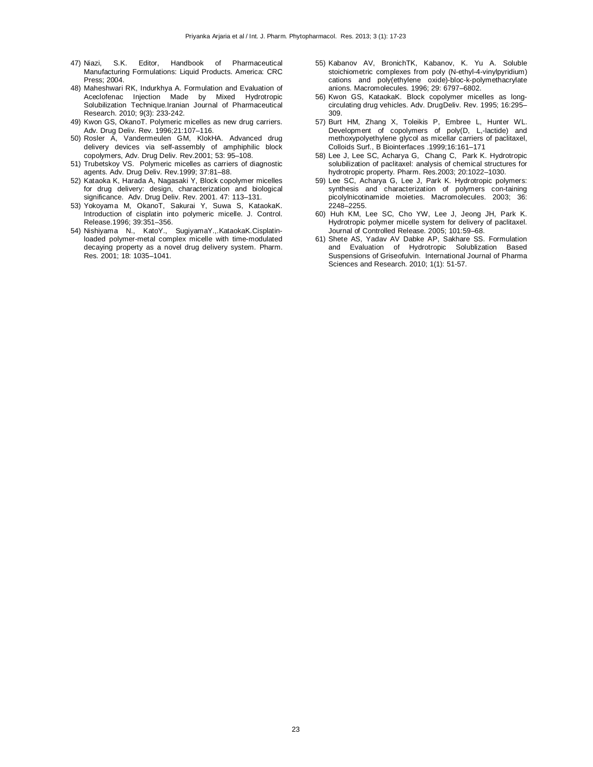47) Niazi, S.K. Editor, Handbook of Pharmaceutical Manufacturing Formulations: Liquid Products. America: CRC Press; 2004.
48) Maheshwari RK, Indurkhya A. Formulation and Evaluation of Aceclofenac Injection Made by Mixed Hydrotropic Solubilization Technique.Iranian Journal of Pharmaceutical Research. 2010; 9(3): 233-242.
49) Kwon GS, OkanoT. Polymeric micelles as new drug carriers. Adv. Drug Deliv. Rev. 1996;21:107–116.
50) Rosler A, Vandermeulen GM, KlokHA. Advanced drug delivery devices via self-assembly of amphiphilic block copolymers, Adv. Drug Deliv. Rev.2001; 53: 95–108.
51) Trubetskoy VS. Polymeric micelles as carriers of diagnostic agents. Adv. Drug Deliv. Rev.1999; 37:81–88.
52) Kataoka K, Harada A, Nagasaki Y, Block copolymer micelles for drug delivery: design, characterization and biological significance. Adv. Drug Deliv. Rev. 2001. 47: 113–131.
53) Yokoyama M, OkanoT, Sakurai Y, Suwa S, KataokaK. Introduction of cisplatin into polymeric micelle. J. Control. Release.1996; 39:351–356.
54) Nishiyama N., KatoY., SugiyamaY.,.KataokaK.Cisplatin-loaded polymer-metal complex micelle with time-modulated decaying property as a novel drug delivery system. Pharm. Res. 2001; 18: 1035–1041.
55) Kabanov AV, BronichTK, Kabanov, K. Yu A. Soluble stoichiometric complexes from poly (N-ethyl-4-vinylpyridium) cations and poly(ethylene oxide)-bloc-k-polymethacrylate anions. Macromolecules. 1996; 29: 6797–6802.
56) Kwon GS, KataokaK. Block copolymer micelles as long-circulating drug vehicles. Adv. DrugDeliv. Rev. 1995; 16:295–309.
57) Burt HM, Zhang X, Toleikis P, Embree L, Hunter WL. Development of copolymers of poly(D, L,-lactide) and methoxypolyethylene glycol as micellar carriers of paclitaxel, Colloids Surf., B Biointerfaces .1999;16:161–171
58) Lee J, Lee SC, Acharya G, Chang C, Park K. Hydrotropic solubilization of paclitaxel: analysis of chemical structures for hydrotropic property. Pharm. Res.2003; 20:1022–1030.
59) Lee SC, Acharya G, Lee J, Park K. Hydrotropic polymers: synthesis and characterization of polymers con-taining picolylnicotinamide moieties. Macromolecules. 2003; 36: 2248–2255.
60) Huh KM, Lee SC, Cho YW, Lee J, Jeong JH, Park K. Hydrotropic polymer micelle system for delivery of paclitaxel. Journal of Controlled Release. 2005; 101:59–68.
61) Shete AS, Yadav AV Dabke AP, Sakhare SS. Formulation and Evaluation of Hydrotropic Solublization Based Suspensions of Griseofulvin. International Journal of Pharma Sciences and Research. 2010; 1(1): 51-57.